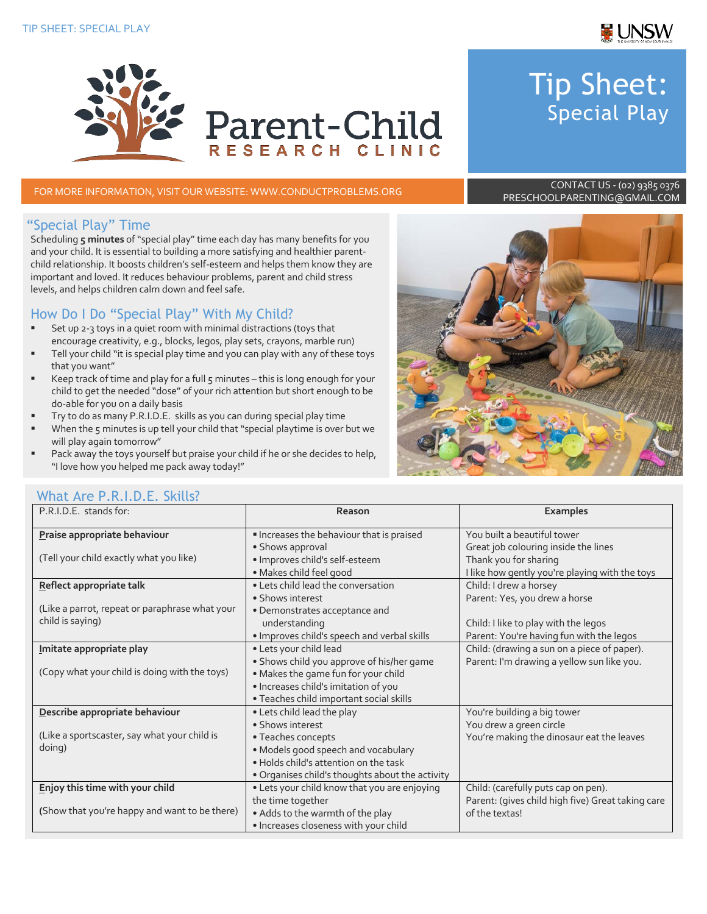TIP SHEET: SPECIAL PLAY

Parent-Child RESEARCH CLINIC

# Tip Sheet: Special Play

FOR MORE INFORMATION, VISIT OUR WEBSITE: WWW.CONDUCTPROBLEMS.ORG

CONTACT US - (02) 9385 0376 PRESCHOOLPARENTING@GMAIL.COM

## "Special Play" Time

Scheduling **5 minutes** of "special play" time each day has many benefits for you and your child. It is essential to building a more satisfying and healthier parent-child relationship. It boosts children's self-esteem and helps them know they are important and loved. It reduces behaviour problems, parent and child stress levels, and helps children calm down and feel safe.

## How Do I Do "Special Play" With My Child?

- Set up 2-3 toys in a quiet room with minimal distractions (toys that encourage creativity, e.g., blocks, legos, play sets, crayons, marble run)
- Tell your child "it is special play time and you can play with any of these toys that you want"
- Keep track of time and play for a full 5 minutes – this is long enough for your child to get the needed "dose" of your rich attention but short enough to be do-able for you on a daily basis
- Try to do as many P.R.I.D.E. skills as you can during special play time
- When the 5 minutes is up tell your child that "special playtime is over but we will play again tomorrow"
- Pack away the toys yourself but praise your child if he or she decides to help, "I love how you helped me pack away today!"

## What Are P.R.I.D.E. Skills?

| P.R.I.D.E. stands for: | Reason | Examples |
|---|---|---|
| **Praise appropriate behaviour**<br><br>(Tell your child exactly what you like) | • Increases the behaviour that is praised<br>• Shows approval<br>• Improves child's self-esteem<br>• Makes child feel good | You built a beautiful tower<br>Great job colouring inside the lines<br>Thank you for sharing<br>I like how gently you're playing with the toys |
| **Reflect appropriate talk**<br><br>(Like a parrot, repeat or paraphrase what your child is saying) | • Lets child lead the conversation<br>• Shows interest<br>• Demonstrates acceptance and understanding<br>• Improves child's speech and verbal skills | Child: I drew a horsey<br>Parent: Yes, you drew a horse<br><br>Child: I like to play with the legos<br>Parent: You're having fun with the legos |
| **Imitate appropriate play**<br><br>(Copy what your child is doing with the toys) | • Lets your child lead<br>• Shows child you approve of his/her game<br>• Makes the game fun for your child<br>• Increases child's imitation of you<br>• Teaches child important social skills | Child: (drawing a sun on a piece of paper).<br>Parent: I'm drawing a yellow sun like you. |
| **Describe appropriate behaviour**<br><br>(Like a sportscaster, say what your child is doing) | • Lets child lead the play<br>• Shows interest<br>• Teaches concepts<br>• Models good speech and vocabulary<br>• Holds child's attention on the task<br>• Organises child's thoughts about the activity | You're building a big tower<br>You drew a green circle<br>You're making the dinosaur eat the leaves |
| **Enjoy this time with your child**<br><br>(Show that you're happy and want to be there) | • Lets your child know that you are enjoying the time together<br>• Adds to the warmth of the play<br>• Increases closeness with your child | Child: (carefully puts cap on pen).<br>Parent: (gives child high five) Great taking care of the textas! |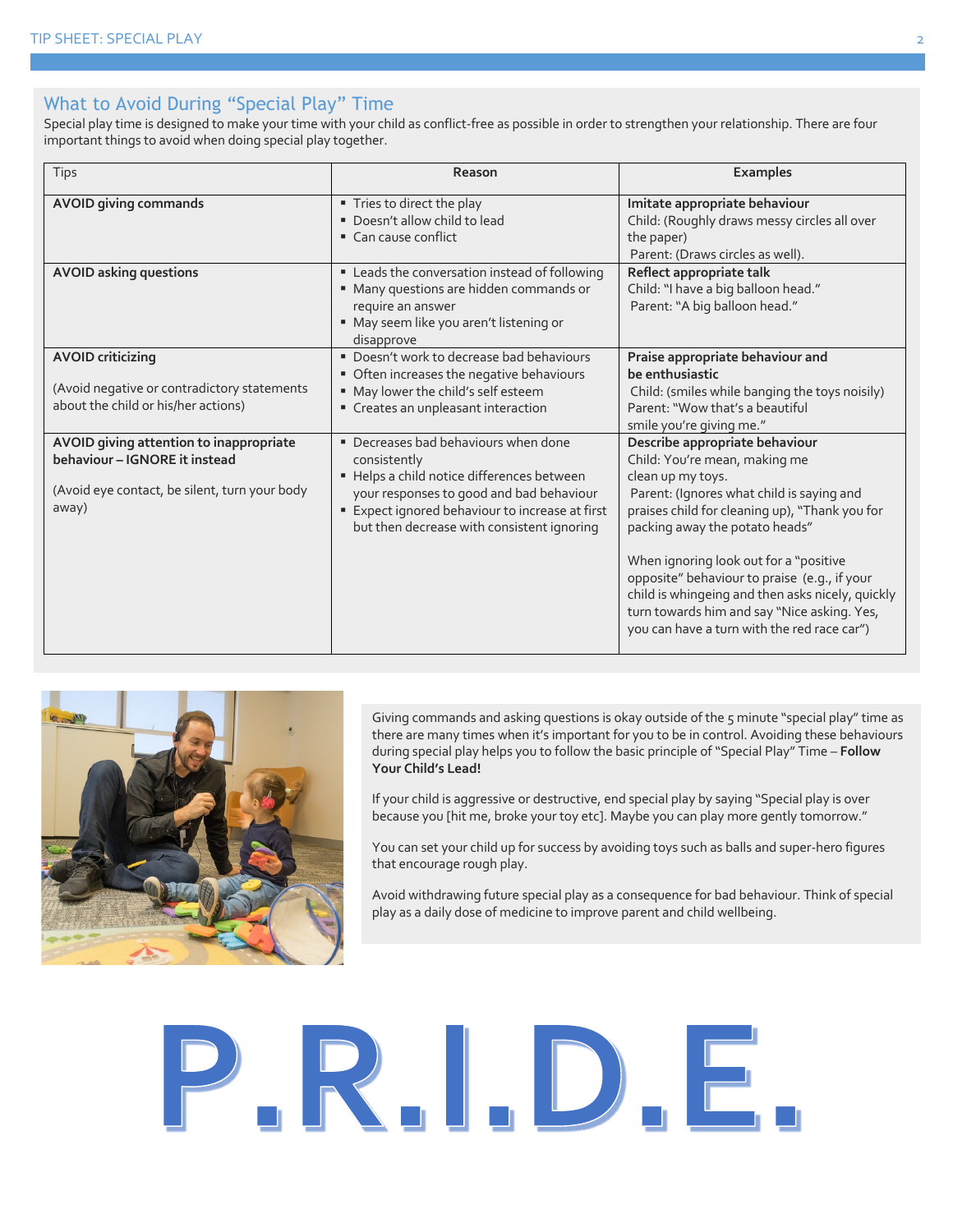## What to Avoid During "Special Play" Time

Special play time is designed to make your time with your child as conflict-free as possible in order to strengthen your relationship. There are four important things to avoid when doing special play together.

| Tips | Reason | Examples |
|---|---|---|
| **AVOID giving commands** | ▪ Tries to direct the play<br>▪ Doesn't allow child to lead<br>▪ Can cause conflict | **Imitate appropriate behaviour**<br>Child: (Roughly draws messy circles all over the paper)<br>Parent: (Draws circles as well). |
| **AVOID asking questions** | ▪ Leads the conversation instead of following<br>▪ Many questions are hidden commands or require an answer<br>▪ May seem like you aren't listening or disapprove | **Reflect appropriate talk**<br>Child: "I have a big balloon head."<br>Parent: "A big balloon head." |
| **AVOID criticizing**<br><br>(Avoid negative or contradictory statements about the child or his/her actions) | ▪ Doesn't work to decrease bad behaviours<br>▪ Often increases the negative behaviours<br>▪ May lower the child's self esteem<br>▪ Creates an unpleasant interaction | **Praise appropriate behaviour and be enthusiastic**<br>Child: (smiles while banging the toys noisily)<br>Parent: "Wow that's a beautiful smile you're giving me." |
| **AVOID giving attention to inappropriate behaviour – IGNORE it instead**<br><br>(Avoid eye contact, be silent, turn your body away) | ▪ Decreases bad behaviours when done consistently<br>▪ Helps a child notice differences between your responses to good and bad behaviour<br>▪ Expect ignored behaviour to increase at first but then decrease with consistent ignoring | **Describe appropriate behaviour**<br>Child: You're mean, making me clean up my toys.<br>Parent: (Ignores what child is saying and praises child for cleaning up), "Thank you for packing away the potato heads"<br><br>When ignoring look out for a "positive opposite" behaviour to praise (e.g., if your child is whingeing and then asks nicely, quickly turn towards him and say "Nice asking. Yes, you can have a turn with the red race car") |

Giving commands and asking questions is okay outside of the 5 minute "special play" time as there are many times when it's important for you to be in control. Avoiding these behaviours during special play helps you to follow the basic principle of "Special Play" Time – **Follow Your Child's Lead!**

If your child is aggressive or destructive, end special play by saying "Special play is over because you [hit me, broke your toy etc]. Maybe you can play more gently tomorrow."

You can set your child up for success by avoiding toys such as balls and super-hero figures that encourage rough play.

Avoid withdrawing future special play as a consequence for bad behaviour. Think of special play as a daily dose of medicine to improve parent and child wellbeing.

# P.R.I.D.E.